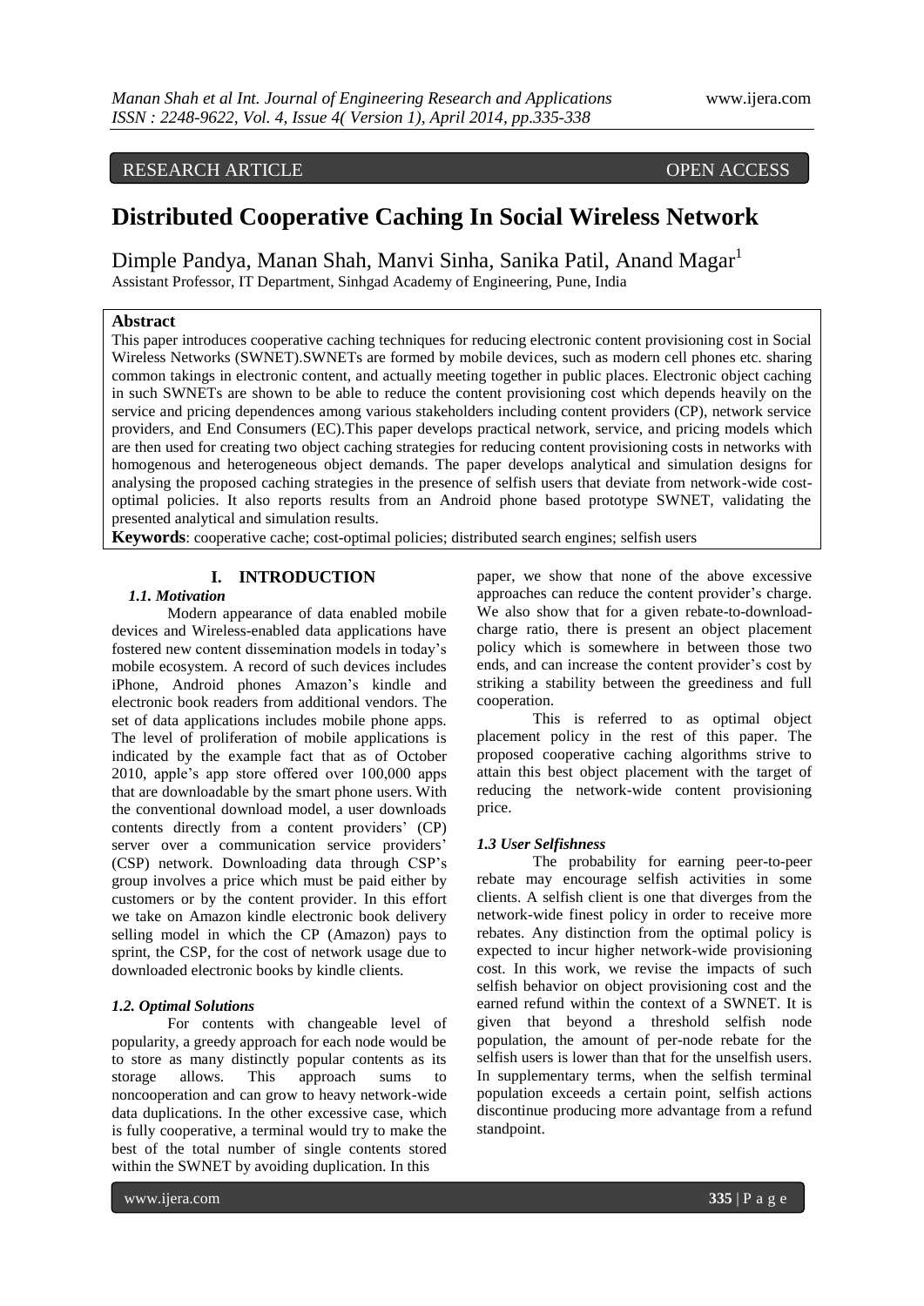RESEARCH ARTICLE OPEN ACCESS

# Distributed Cooperative Caching In Social Wireless Network

Dimple Pandya, Manan Shah, Manvi Sinha, Sanika Patil, Anand Magar[1]

Assistant Professor, IT Department, Sinhgad Academy of Engineering, Pune, India

## Abstract

This paper introduces cooperative caching techniques for reducing electronic content provisioning cost in Social Wireless Networks (SWNET).SWNETs are formed by mobile devices, such as modern cell phones etc. sharing common takings in electronic content, and actually meeting together in public places. Electronic object caching in such SWNETs are shown to be able to reduce the content provisioning cost which depends heavily on the service and pricing dependences among various stakeholders including content providers (CP), network service providers, and End Consumers (EC).This paper develops practical network, service, and pricing models which are then used for creating two object caching strategies for reducing content provisioning costs in networks with homogenous and heterogeneous object demands. The paper develops analytical and simulation designs for analysing the proposed caching strategies in the presence of selfish users that deviate from network-wide cost-optimal policies. It also reports results from an Android phone based prototype SWNET, validating the presented analytical and simulation results.

**Keywords**: cooperative cache; cost-optimal policies; distributed search engines; selfish users

## I. INTRODUCTION

### *1.1. Motivation*

Modern appearance of data enabled mobile devices and Wireless-enabled data applications have fostered new content dissemination models in today's mobile ecosystem. A record of such devices includes iPhone, Android phones Amazon's kindle and electronic book readers from additional vendors. The set of data applications includes mobile phone apps. The level of proliferation of mobile applications is indicated by the example fact that as of October 2010, apple's app store offered over 100,000 apps that are downloadable by the smart phone users. With the conventional download model, a user downloads contents directly from a content providers' (CP) server over a communication service providers' (CSP) network. Downloading data through CSP's group involves a price which must be paid either by customers or by the content provider. In this effort we take on Amazon kindle electronic book delivery selling model in which the CP (Amazon) pays to sprint, the CSP, for the cost of network usage due to downloaded electronic books by kindle clients.

### *1.2. Optimal Solutions*

For contents with changeable level of popularity, a greedy approach for each node would be to store as many distinctly popular contents as its storage allows. This approach sums to noncooperation and can grow to heavy network-wide data duplications. In the other excessive case, which is fully cooperative, a terminal would try to make the best of the total number of single contents stored within the SWNET by avoiding duplication. In this paper, we show that none of the above excessive approaches can reduce the content provider's charge. We also show that for a given rebate-to-download-charge ratio, there is present an object placement policy which is somewhere in between those two ends, and can increase the content provider's cost by striking a stability between the greediness and full cooperation.

This is referred to as optimal object placement policy in the rest of this paper. The proposed cooperative caching algorithms strive to attain this best object placement with the target of reducing the network-wide content provisioning price.

### *1.3 User Selfishness*

The probability for earning peer-to-peer rebate may encourage selfish activities in some clients. A selfish client is one that diverges from the network-wide finest policy in order to receive more rebates. Any distinction from the optimal policy is expected to incur higher network-wide provisioning cost. In this work, we revise the impacts of such selfish behavior on object provisioning cost and the earned refund within the context of a SWNET. It is given that beyond a threshold selfish node population, the amount of per-node rebate for the selfish users is lower than that for the unselfish users. In supplementary terms, when the selfish terminal population exceeds a certain point, selfish actions discontinue producing more advantage from a refund standpoint.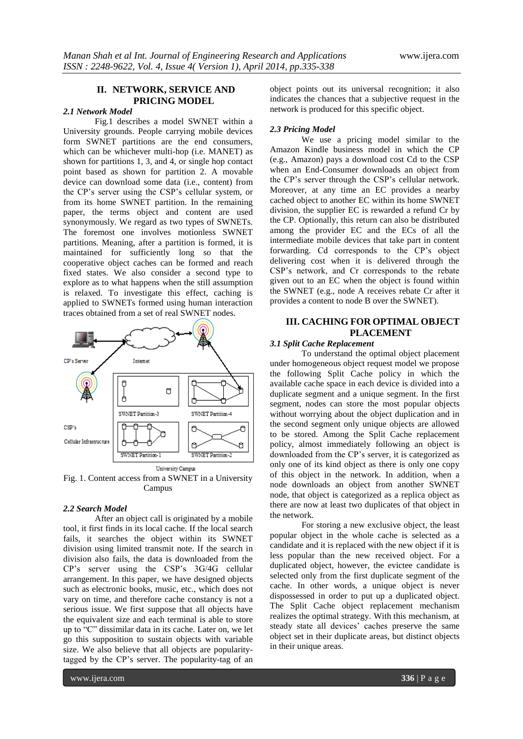## II. NETWORK, SERVICE AND PRICING MODEL

### *2.1 Network Model*

Fig.1 describes a model SWNET within a University grounds. People carrying mobile devices form SWNET partitions are the end consumers, which can be whichever multi-hop (i.e. MANET) as shown for partitions 1, 3, and 4, or single hop contact point based as shown for partition 2. A movable device can download some data (i.e., content) from the CP's server using the CSP's cellular system, or from its home SWNET partition. In the remaining paper, the terms object and content are used synonymously. We regard as two types of SWNETs. The foremost one involves motionless SWNET partitions. Meaning, after a partition is formed, it is maintained for sufficiently long so that the cooperative object caches can be formed and reach fixed states. We also consider a second type to explore as to what happens when the still assumption is relaxed. To investigate this effect, caching is applied to SWNETs formed using human interaction traces obtained from a set of real SWNET nodes.

Fig. 1. Content access from a SWNET in a University Campus

### *2.2 Search Model*

After an object call is originated by a mobile tool, it first finds in its local cache. If the local search fails, it searches the object within its SWNET division using limited transmit note. If the search in division also fails, the data is downloaded from the CP's server using the CSP's 3G/4G cellular arrangement. In this paper, we have designed objects such as electronic books, music, etc., which does not vary on time, and therefore cache constancy is not a serious issue. We first suppose that all objects have the equivalent size and each terminal is able to store up to "C" dissimilar data in its cache. Later on, we let go this supposition to sustain objects with variable size. We also believe that all objects are popularity-tagged by the CP's server. The popularity-tag of an object points out its universal recognition; it also indicates the chances that a subjective request in the network is produced for this specific object.

### *2.3 Pricing Model*

We use a pricing model similar to the Amazon Kindle business model in which the CP (e.g., Amazon) pays a download cost Cd to the CSP when an End-Consumer downloads an object from the CP's server through the CSP's cellular network. Moreover, at any time an EC provides a nearby cached object to another EC within its home SWNET division, the supplier EC is rewarded a refund Cr by the CP. Optionally, this return can also be distributed among the provider EC and the ECs of all the intermediate mobile devices that take part in content forwarding. Cd corresponds to the CP's object delivering cost when it is delivered through the CSP's network, and Cr corresponds to the rebate given out to an EC when the object is found within the SWNET (e.g., node A receives rebate Cr after it provides a content to node B over the SWNET).

## III. CACHING FOR OPTIMAL OBJECT PLACEMENT

### *3.1 Split Cache Replacement*

To understand the optimal object placement under homogeneous object request model we propose the following Split Cache policy in which the available cache space in each device is divided into a duplicate segment and a unique segment. In the first segment, nodes can store the most popular objects without worrying about the object duplication and in the second segment only unique objects are allowed to be stored. Among the Split Cache replacement policy, almost immediately following an object is downloaded from the CP's server, it is categorized as only one of its kind object as there is only one copy of this object in the network. In addition, when a node downloads an object from another SWNET node, that object is categorized as a replica object as there are now at least two duplicates of that object in the network.

For storing a new exclusive object, the least popular object in the whole cache is selected as a candidate and it is replaced with the new object if it is less popular than the new received object. For a duplicated object, however, the evictee candidate is selected only from the first duplicate segment of the cache. In other words, a unique object is never dispossessed in order to put up a duplicated object. The Split Cache object replacement mechanism realizes the optimal strategy. With this mechanism, at steady state all devices' caches preserve the same object set in their duplicate areas, but distinct objects in their unique areas.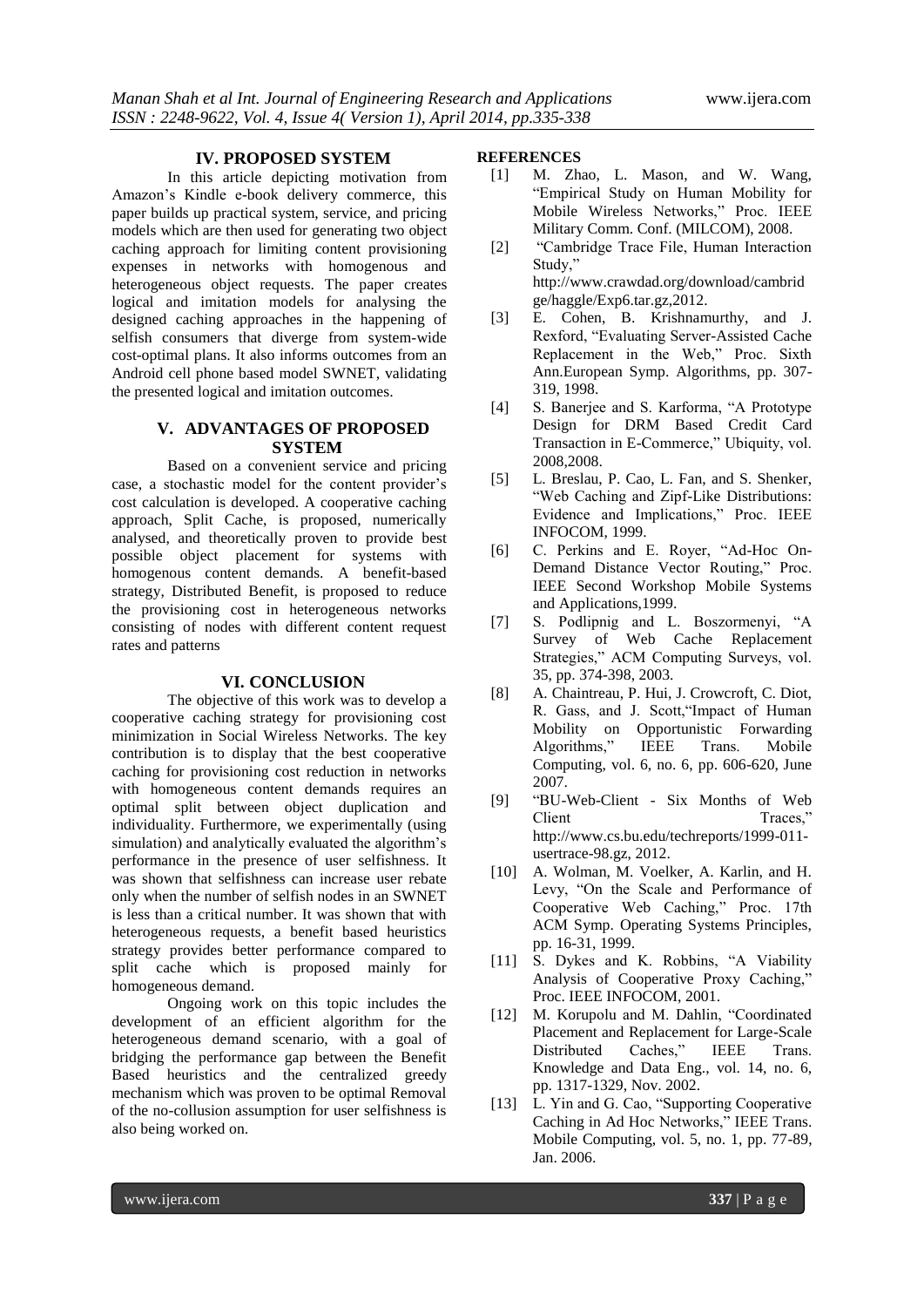## IV. PROPOSED SYSTEM

In this article depicting motivation from Amazon's Kindle e-book delivery commerce, this paper builds up practical system, service, and pricing models which are then used for generating two object caching approach for limiting content provisioning expenses in networks with homogenous and heterogeneous object requests. The paper creates logical and imitation models for analysing the designed caching approaches in the happening of selfish consumers that diverge from system-wide cost-optimal plans. It also informs outcomes from an Android cell phone based model SWNET, validating the presented logical and imitation outcomes.

## V. ADVANTAGES OF PROPOSED SYSTEM

Based on a convenient service and pricing case, a stochastic model for the content provider's cost calculation is developed. A cooperative caching approach, Split Cache, is proposed, numerically analysed, and theoretically proven to provide best possible object placement for systems with homogenous content demands. A benefit-based strategy, Distributed Benefit, is proposed to reduce the provisioning cost in heterogeneous networks consisting of nodes with different content request rates and patterns

## VI. CONCLUSION

The objective of this work was to develop a cooperative caching strategy for provisioning cost minimization in Social Wireless Networks. The key contribution is to display that the best cooperative caching for provisioning cost reduction in networks with homogeneous content demands requires an optimal split between object duplication and individuality. Furthermore, we experimentally (using simulation) and analytically evaluated the algorithm's performance in the presence of user selfishness. It was shown that selfishness can increase user rebate only when the number of selfish nodes in an SWNET is less than a critical number. It was shown that with heterogeneous requests, a benefit based heuristics strategy provides better performance compared to split cache which is proposed mainly for homogeneous demand.

Ongoing work on this topic includes the development of an efficient algorithm for the heterogeneous demand scenario, with a goal of bridging the performance gap between the Benefit Based heuristics and the centralized greedy mechanism which was proven to be optimal Removal of the no-collusion assumption for user selfishness is also being worked on.

## REFERENCES

[1] M. Zhao, L. Mason, and W. Wang, "Empirical Study on Human Mobility for Mobile Wireless Networks," Proc. IEEE Military Comm. Conf. (MILCOM), 2008.

[2] "Cambridge Trace File, Human Interaction Study," http://www.crawdad.org/download/cambridge/haggle/Exp6.tar.gz,2012.

[3] E. Cohen, B. Krishnamurthy, and J. Rexford, "Evaluating Server-Assisted Cache Replacement in the Web," Proc. Sixth Ann.European Symp. Algorithms, pp. 307-319, 1998.

[4] S. Banerjee and S. Karforma, "A Prototype Design for DRM Based Credit Card Transaction in E-Commerce," Ubiquity, vol. 2008,2008.

[5] L. Breslau, P. Cao, L. Fan, and S. Shenker, "Web Caching and Zipf-Like Distributions: Evidence and Implications," Proc. IEEE INFOCOM, 1999.

[6] C. Perkins and E. Royer, "Ad-Hoc On-Demand Distance Vector Routing," Proc. IEEE Second Workshop Mobile Systems and Applications,1999.

[7] S. Podlipnig and L. Boszormenyi, "A Survey of Web Cache Replacement Strategies," ACM Computing Surveys, vol. 35, pp. 374-398, 2003.

[8] A. Chaintreau, P. Hui, J. Crowcroft, C. Diot, R. Gass, and J. Scott,"Impact of Human Mobility on Opportunistic Forwarding Algorithms," IEEE Trans. Mobile Computing, vol. 6, no. 6, pp. 606-620, June 2007.

[9] "BU-Web-Client - Six Months of Web Client Traces," http://www.cs.bu.edu/techreports/1999-011-usertrace-98.gz, 2012.

[10] A. Wolman, M. Voelker, A. Karlin, and H. Levy, "On the Scale and Performance of Cooperative Web Caching," Proc. 17th ACM Symp. Operating Systems Principles, pp. 16-31, 1999.

[11] S. Dykes and K. Robbins, "A Viability Analysis of Cooperative Proxy Caching," Proc. IEEE INFOCOM, 2001.

[12] M. Korupolu and M. Dahlin, "Coordinated Placement and Replacement for Large-Scale Distributed Caches," IEEE Trans. Knowledge and Data Eng., vol. 14, no. 6, pp. 1317-1329, Nov. 2002.

[13] L. Yin and G. Cao, "Supporting Cooperative Caching in Ad Hoc Networks," IEEE Trans. Mobile Computing, vol. 5, no. 1, pp. 77-89, Jan. 2006.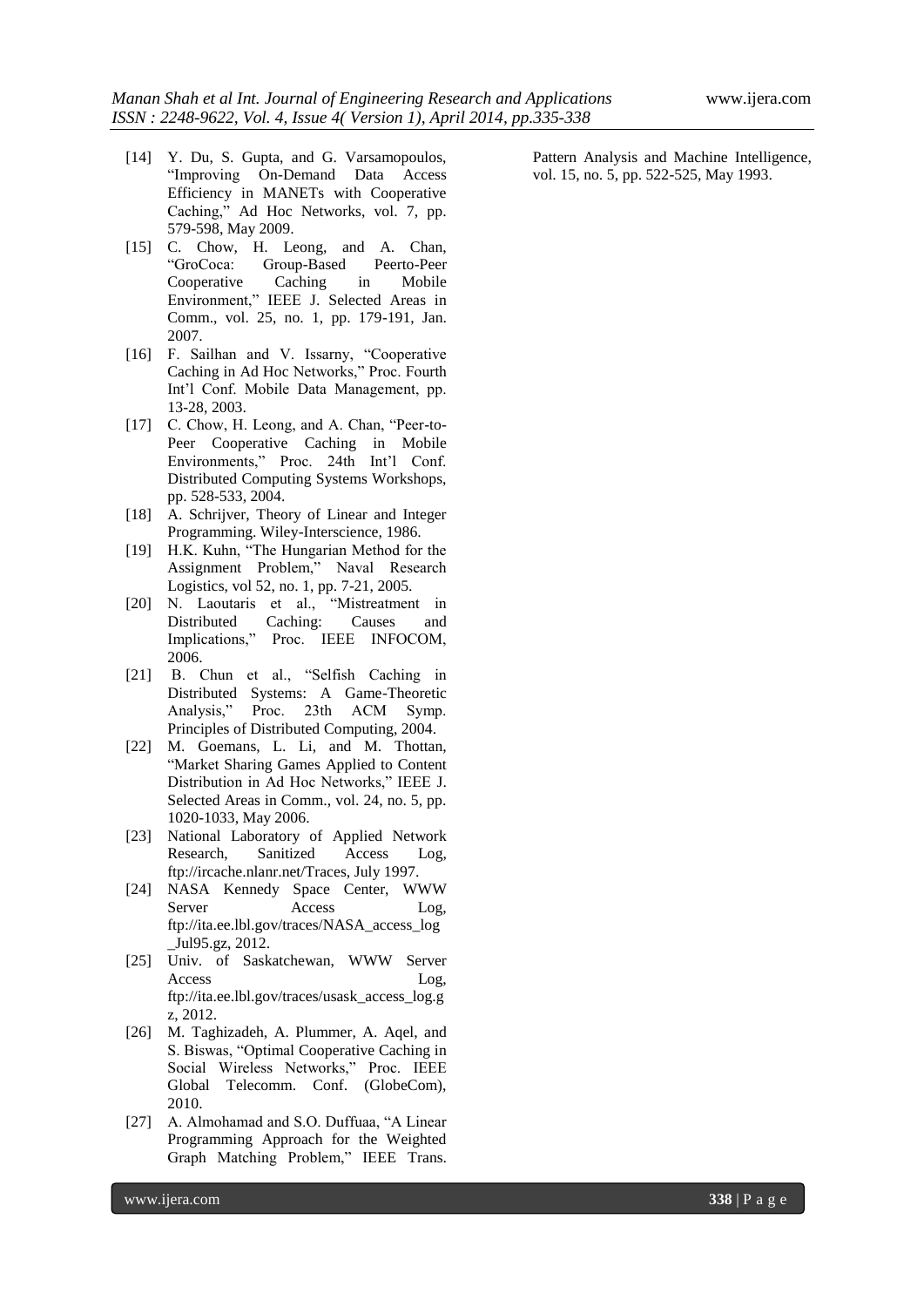[14] Y. Du, S. Gupta, and G. Varsamopoulos, "Improving On-Demand Data Access Efficiency in MANETs with Cooperative Caching," Ad Hoc Networks, vol. 7, pp. 579-598, May 2009.

[15] C. Chow, H. Leong, and A. Chan, "GroCoca: Group-Based Peerto-Peer Cooperative Caching in Mobile Environment," IEEE J. Selected Areas in Comm., vol. 25, no. 1, pp. 179-191, Jan. 2007.

[16] F. Sailhan and V. Issarny, "Cooperative Caching in Ad Hoc Networks," Proc. Fourth Int'l Conf. Mobile Data Management, pp. 13-28, 2003.

[17] C. Chow, H. Leong, and A. Chan, "Peer-to-Peer Cooperative Caching in Mobile Environments," Proc. 24th Int'l Conf. Distributed Computing Systems Workshops, pp. 528-533, 2004.

[18] A. Schrijver, Theory of Linear and Integer Programming. Wiley-Interscience, 1986.

[19] H.K. Kuhn, "The Hungarian Method for the Assignment Problem," Naval Research Logistics, vol 52, no. 1, pp. 7-21, 2005.

[20] N. Laoutaris et al., "Mistreatment in Distributed Caching: Causes and Implications," Proc. IEEE INFOCOM, 2006.

[21] B. Chun et al., "Selfish Caching in Distributed Systems: A Game-Theoretic Analysis," Proc. 23th ACM Symp. Principles of Distributed Computing, 2004.

[22] M. Goemans, L. Li, and M. Thottan, "Market Sharing Games Applied to Content Distribution in Ad Hoc Networks," IEEE J. Selected Areas in Comm., vol. 24, no. 5, pp. 1020-1033, May 2006.

[23] National Laboratory of Applied Network Research, Sanitized Access Log, ftp://ircache.nlanr.net/Traces, July 1997.

[24] NASA Kennedy Space Center, WWW Server Access Log, ftp://ita.ee.lbl.gov/traces/NASA_access_log_Jul95.gz, 2012.

[25] Univ. of Saskatchewan, WWW Server Access Log, ftp://ita.ee.lbl.gov/traces/usask_access_log.gz, 2012.

[26] M. Taghizadeh, A. Plummer, A. Aqel, and S. Biswas, "Optimal Cooperative Caching in Social Wireless Networks," Proc. IEEE Global Telecomm. Conf. (GlobeCom), 2010.

[27] A. Almohamad and S.O. Duffuaa, "A Linear Programming Approach for the Weighted Graph Matching Problem," IEEE Trans. Pattern Analysis and Machine Intelligence, vol. 15, no. 5, pp. 522-525, May 1993.